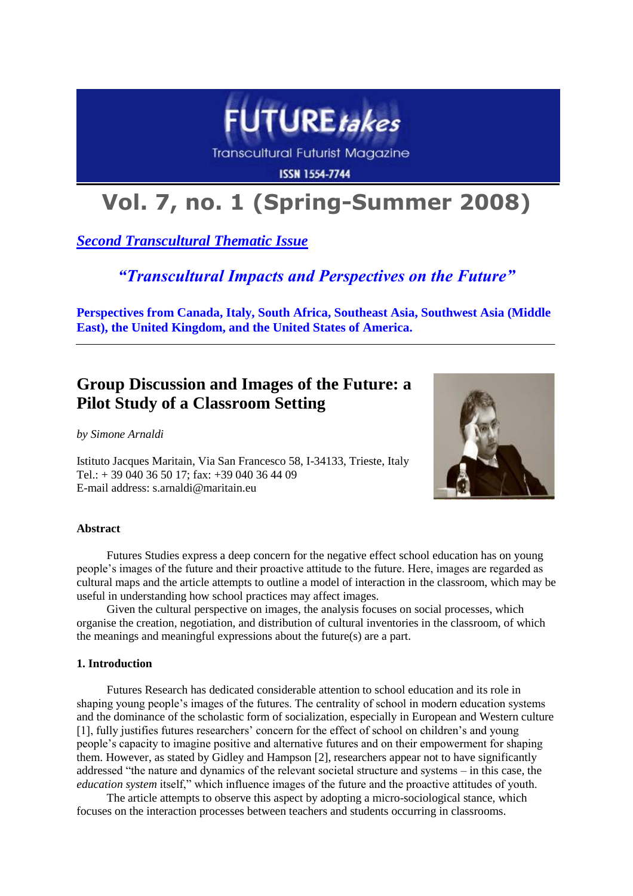FUTURE*takes*

Transcultural Futurist Magazine

ISSN 1554-7744

# Vol. 7, no. 1 (Spring-Summer 2008)

***Second Transcultural Thematic Issue***

***"Transcultural Impacts and Perspectives on the Future"***

**Perspectives from Canada, Italy, South Africa, Southeast Asia, Southwest Asia (Middle East), the United Kingdom, and the United States of America.**

---

## Group Discussion and Images of the Future: a Pilot Study of a Classroom Setting

*by Simone Arnaldi*

Istituto Jacques Maritain, Via San Francesco 58, I-34133, Trieste, Italy
Tel.: + 39 040 36 50 17; fax: +39 040 36 44 09
E-mail address: s.arnaldi@maritain.eu

### Abstract

Futures Studies express a deep concern for the negative effect school education has on young people's images of the future and their proactive attitude to the future. Here, images are regarded as cultural maps and the article attempts to outline a model of interaction in the classroom, which may be useful in understanding how school practices may affect images.

Given the cultural perspective on images, the analysis focuses on social processes, which organise the creation, negotiation, and distribution of cultural inventories in the classroom, of which the meanings and meaningful expressions about the future(s) are a part.

### 1. Introduction

Futures Research has dedicated considerable attention to school education and its role in shaping young people's images of the futures. The centrality of school in modern education systems and the dominance of the scholastic form of socialization, especially in European and Western culture [1], fully justifies futures researchers' concern for the effect of school on children's and young people's capacity to imagine positive and alternative futures and on their empowerment for shaping them. However, as stated by Gidley and Hampson [2], researchers appear not to have significantly addressed "the nature and dynamics of the relevant societal structure and systems – in this case, the *education system* itself," which influence images of the future and the proactive attitudes of youth.

The article attempts to observe this aspect by adopting a micro-sociological stance, which focuses on the interaction processes between teachers and students occurring in classrooms.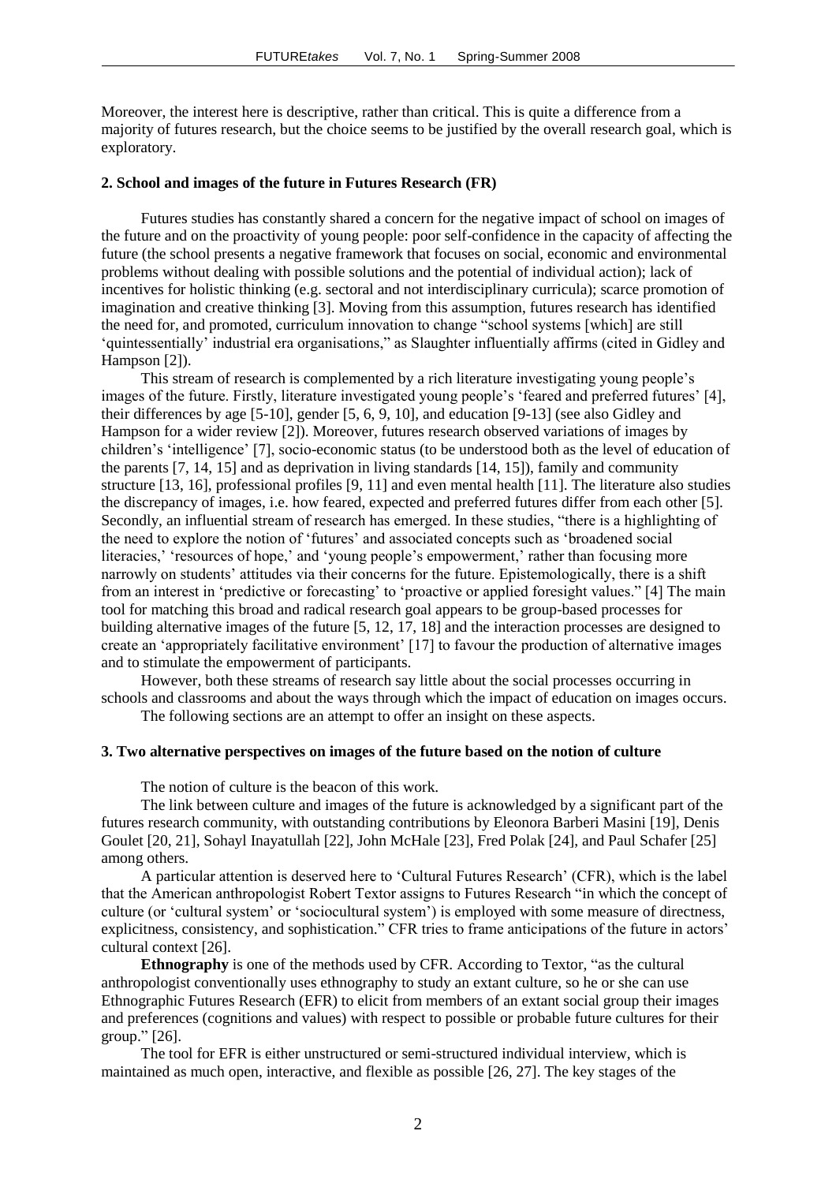Moreover, the interest here is descriptive, rather than critical. This is quite a difference from a majority of futures research, but the choice seems to be justified by the overall research goal, which is exploratory.

## 2. School and images of the future in Futures Research (FR)

Futures studies has constantly shared a concern for the negative impact of school on images of the future and on the proactivity of young people: poor self-confidence in the capacity of affecting the future (the school presents a negative framework that focuses on social, economic and environmental problems without dealing with possible solutions and the potential of individual action); lack of incentives for holistic thinking (e.g. sectoral and not interdisciplinary curricula); scarce promotion of imagination and creative thinking [3]. Moving from this assumption, futures research has identified the need for, and promoted, curriculum innovation to change "school systems [which] are still 'quintessentially' industrial era organisations," as Slaughter influentially affirms (cited in Gidley and Hampson [2]).

This stream of research is complemented by a rich literature investigating young people's images of the future. Firstly, literature investigated young people's 'feared and preferred futures' [4], their differences by age [5-10], gender [5, 6, 9, 10], and education [9-13] (see also Gidley and Hampson for a wider review [2]). Moreover, futures research observed variations of images by children's 'intelligence' [7], socio-economic status (to be understood both as the level of education of the parents [7, 14, 15] and as deprivation in living standards [14, 15]), family and community structure [13, 16], professional profiles [9, 11] and even mental health [11]. The literature also studies the discrepancy of images, i.e. how feared, expected and preferred futures differ from each other [5]. Secondly, an influential stream of research has emerged. In these studies, "there is a highlighting of the need to explore the notion of 'futures' and associated concepts such as 'broadened social literacies,' 'resources of hope,' and 'young people's empowerment,' rather than focusing more narrowly on students' attitudes via their concerns for the future. Epistemologically, there is a shift from an interest in 'predictive or forecasting' to 'proactive or applied foresight values." [4] The main tool for matching this broad and radical research goal appears to be group-based processes for building alternative images of the future [5, 12, 17, 18] and the interaction processes are designed to create an 'appropriately facilitative environment' [17] to favour the production of alternative images and to stimulate the empowerment of participants.

However, both these streams of research say little about the social processes occurring in schools and classrooms and about the ways through which the impact of education on images occurs.

The following sections are an attempt to offer an insight on these aspects.

## 3. Two alternative perspectives on images of the future based on the notion of culture

The notion of culture is the beacon of this work.

The link between culture and images of the future is acknowledged by a significant part of the futures research community, with outstanding contributions by Eleonora Barberi Masini [19], Denis Goulet [20, 21], Sohayl Inayatullah [22], John McHale [23], Fred Polak [24], and Paul Schafer [25] among others.

A particular attention is deserved here to 'Cultural Futures Research' (CFR), which is the label that the American anthropologist Robert Textor assigns to Futures Research "in which the concept of culture (or 'cultural system' or 'sociocultural system') is employed with some measure of directness, explicitness, consistency, and sophistication." CFR tries to frame anticipations of the future in actors' cultural context [26].

**Ethnography** is one of the methods used by CFR. According to Textor, "as the cultural anthropologist conventionally uses ethnography to study an extant culture, so he or she can use Ethnographic Futures Research (EFR) to elicit from members of an extant social group their images and preferences (cognitions and values) with respect to possible or probable future cultures for their group." [26].

The tool for EFR is either unstructured or semi-structured individual interview, which is maintained as much open, interactive, and flexible as possible [26, 27]. The key stages of the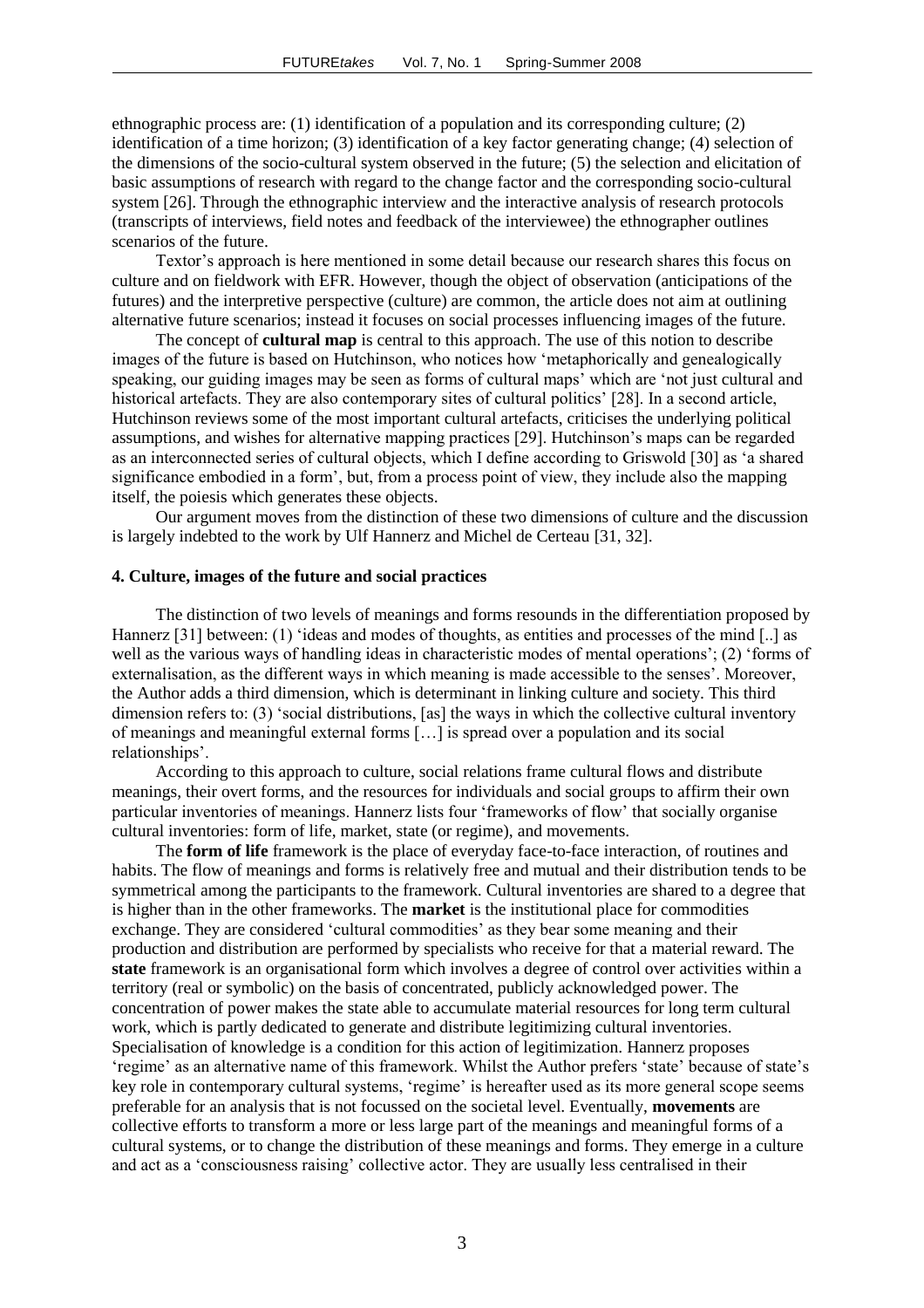ethnographic process are: (1) identification of a population and its corresponding culture; (2) identification of a time horizon; (3) identification of a key factor generating change; (4) selection of the dimensions of the socio-cultural system observed in the future; (5) the selection and elicitation of basic assumptions of research with regard to the change factor and the corresponding socio-cultural system [26]. Through the ethnographic interview and the interactive analysis of research protocols (transcripts of interviews, field notes and feedback of the interviewee) the ethnographer outlines scenarios of the future.

Textor's approach is here mentioned in some detail because our research shares this focus on culture and on fieldwork with EFR. However, though the object of observation (anticipations of the futures) and the interpretive perspective (culture) are common, the article does not aim at outlining alternative future scenarios; instead it focuses on social processes influencing images of the future.

The concept of **cultural map** is central to this approach. The use of this notion to describe images of the future is based on Hutchinson, who notices how 'metaphorically and genealogically speaking, our guiding images may be seen as forms of cultural maps' which are 'not just cultural and historical artefacts. They are also contemporary sites of cultural politics' [28]. In a second article, Hutchinson reviews some of the most important cultural artefacts, criticises the underlying political assumptions, and wishes for alternative mapping practices [29]. Hutchinson's maps can be regarded as an interconnected series of cultural objects, which I define according to Griswold [30] as 'a shared significance embodied in a form', but, from a process point of view, they include also the mapping itself, the poiesis which generates these objects.

Our argument moves from the distinction of these two dimensions of culture and the discussion is largely indebted to the work by Ulf Hannerz and Michel de Certeau [31, 32].

## 4. Culture, images of the future and social practices

The distinction of two levels of meanings and forms resounds in the differentiation proposed by Hannerz [31] between: (1) 'ideas and modes of thoughts, as entities and processes of the mind [..] as well as the various ways of handling ideas in characteristic modes of mental operations'; (2) 'forms of externalisation, as the different ways in which meaning is made accessible to the senses'. Moreover, the Author adds a third dimension, which is determinant in linking culture and society. This third dimension refers to: (3) 'social distributions, [as] the ways in which the collective cultural inventory of meanings and meaningful external forms […] is spread over a population and its social relationships'.

According to this approach to culture, social relations frame cultural flows and distribute meanings, their overt forms, and the resources for individuals and social groups to affirm their own particular inventories of meanings. Hannerz lists four 'frameworks of flow' that socially organise cultural inventories: form of life, market, state (or regime), and movements.

The **form of life** framework is the place of everyday face-to-face interaction, of routines and habits. The flow of meanings and forms is relatively free and mutual and their distribution tends to be symmetrical among the participants to the framework. Cultural inventories are shared to a degree that is higher than in the other frameworks. The **market** is the institutional place for commodities exchange. They are considered 'cultural commodities' as they bear some meaning and their production and distribution are performed by specialists who receive for that a material reward. The **state** framework is an organisational form which involves a degree of control over activities within a territory (real or symbolic) on the basis of concentrated, publicly acknowledged power. The concentration of power makes the state able to accumulate material resources for long term cultural work, which is partly dedicated to generate and distribute legitimizing cultural inventories. Specialisation of knowledge is a condition for this action of legitimization. Hannerz proposes 'regime' as an alternative name of this framework. Whilst the Author prefers 'state' because of state's key role in contemporary cultural systems, 'regime' is hereafter used as its more general scope seems preferable for an analysis that is not focussed on the societal level. Eventually, **movements** are collective efforts to transform a more or less large part of the meanings and meaningful forms of a cultural systems, or to change the distribution of these meanings and forms. They emerge in a culture and act as a 'consciousness raising' collective actor. They are usually less centralised in their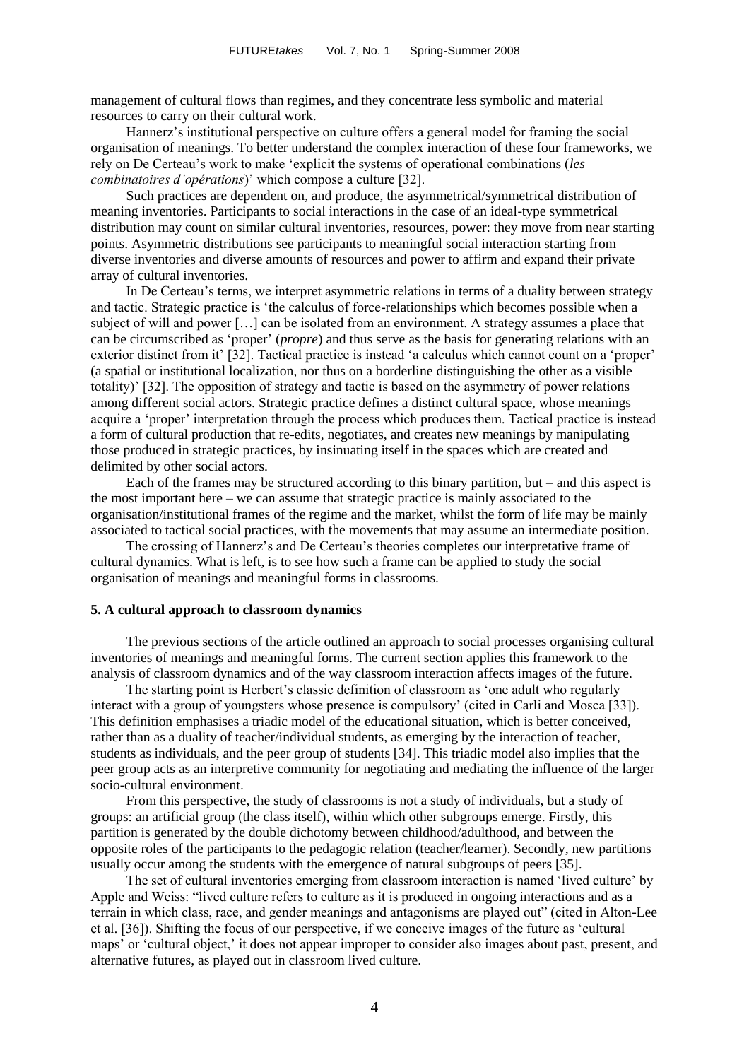management of cultural flows than regimes, and they concentrate less symbolic and material resources to carry on their cultural work.

Hannerz's institutional perspective on culture offers a general model for framing the social organisation of meanings. To better understand the complex interaction of these four frameworks, we rely on De Certeau's work to make 'explicit the systems of operational combinations (*les combinatoires d'opérations*)' which compose a culture [32].

Such practices are dependent on, and produce, the asymmetrical/symmetrical distribution of meaning inventories. Participants to social interactions in the case of an ideal-type symmetrical distribution may count on similar cultural inventories, resources, power: they move from near starting points. Asymmetric distributions see participants to meaningful social interaction starting from diverse inventories and diverse amounts of resources and power to affirm and expand their private array of cultural inventories.

In De Certeau's terms, we interpret asymmetric relations in terms of a duality between strategy and tactic. Strategic practice is 'the calculus of force-relationships which becomes possible when a subject of will and power […] can be isolated from an environment. A strategy assumes a place that can be circumscribed as 'proper' (*propre*) and thus serve as the basis for generating relations with an exterior distinct from it' [32]. Tactical practice is instead 'a calculus which cannot count on a 'proper' (a spatial or institutional localization, nor thus on a borderline distinguishing the other as a visible totality)' [32]. The opposition of strategy and tactic is based on the asymmetry of power relations among different social actors. Strategic practice defines a distinct cultural space, whose meanings acquire a 'proper' interpretation through the process which produces them. Tactical practice is instead a form of cultural production that re-edits, negotiates, and creates new meanings by manipulating those produced in strategic practices, by insinuating itself in the spaces which are created and delimited by other social actors.

Each of the frames may be structured according to this binary partition, but – and this aspect is the most important here – we can assume that strategic practice is mainly associated to the organisation/institutional frames of the regime and the market, whilst the form of life may be mainly associated to tactical social practices, with the movements that may assume an intermediate position.

The crossing of Hannerz's and De Certeau's theories completes our interpretative frame of cultural dynamics. What is left, is to see how such a frame can be applied to study the social organisation of meanings and meaningful forms in classrooms.

## 5. A cultural approach to classroom dynamics

The previous sections of the article outlined an approach to social processes organising cultural inventories of meanings and meaningful forms. The current section applies this framework to the analysis of classroom dynamics and of the way classroom interaction affects images of the future.

The starting point is Herbert's classic definition of classroom as 'one adult who regularly interact with a group of youngsters whose presence is compulsory' (cited in Carli and Mosca [33]). This definition emphasises a triadic model of the educational situation, which is better conceived, rather than as a duality of teacher/individual students, as emerging by the interaction of teacher, students as individuals, and the peer group of students [34]. This triadic model also implies that the peer group acts as an interpretive community for negotiating and mediating the influence of the larger socio-cultural environment.

From this perspective, the study of classrooms is not a study of individuals, but a study of groups: an artificial group (the class itself), within which other subgroups emerge. Firstly, this partition is generated by the double dichotomy between childhood/adulthood, and between the opposite roles of the participants to the pedagogic relation (teacher/learner). Secondly, new partitions usually occur among the students with the emergence of natural subgroups of peers [35].

The set of cultural inventories emerging from classroom interaction is named 'lived culture' by Apple and Weiss: "lived culture refers to culture as it is produced in ongoing interactions and as a terrain in which class, race, and gender meanings and antagonisms are played out" (cited in Alton-Lee et al. [36]). Shifting the focus of our perspective, if we conceive images of the future as 'cultural maps' or 'cultural object,' it does not appear improper to consider also images about past, present, and alternative futures, as played out in classroom lived culture.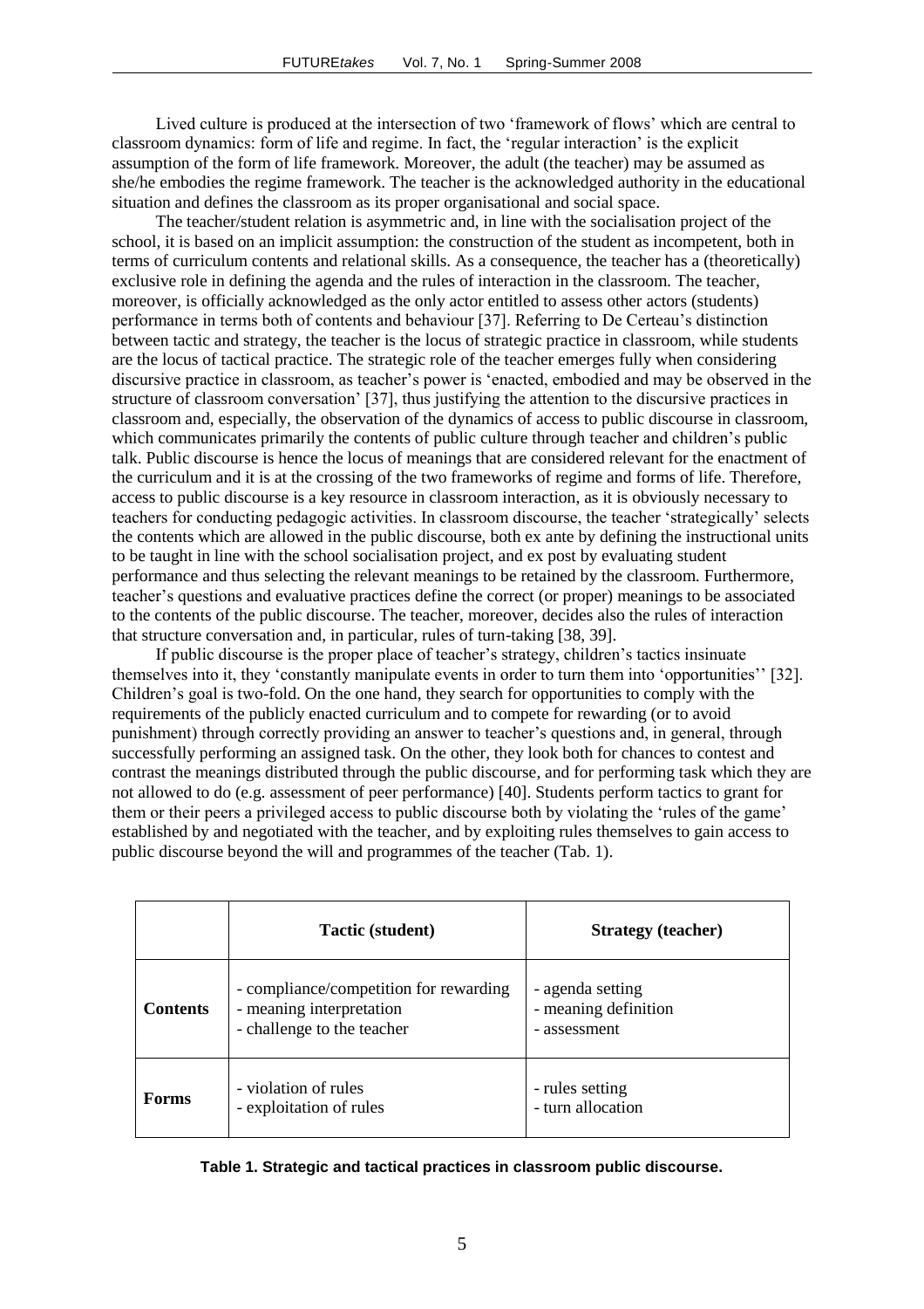Lived culture is produced at the intersection of two 'framework of flows' which are central to classroom dynamics: form of life and regime. In fact, the 'regular interaction' is the explicit assumption of the form of life framework. Moreover, the adult (the teacher) may be assumed as she/he embodies the regime framework. The teacher is the acknowledged authority in the educational situation and defines the classroom as its proper organisational and social space.

The teacher/student relation is asymmetric and, in line with the socialisation project of the school, it is based on an implicit assumption: the construction of the student as incompetent, both in terms of curriculum contents and relational skills. As a consequence, the teacher has a (theoretically) exclusive role in defining the agenda and the rules of interaction in the classroom. The teacher, moreover, is officially acknowledged as the only actor entitled to assess other actors (students) performance in terms both of contents and behaviour [37]. Referring to De Certeau's distinction between tactic and strategy, the teacher is the locus of strategic practice in classroom, while students are the locus of tactical practice. The strategic role of the teacher emerges fully when considering discursive practice in classroom, as teacher's power is 'enacted, embodied and may be observed in the structure of classroom conversation' [37], thus justifying the attention to the discursive practices in classroom and, especially, the observation of the dynamics of access to public discourse in classroom, which communicates primarily the contents of public culture through teacher and children's public talk. Public discourse is hence the locus of meanings that are considered relevant for the enactment of the curriculum and it is at the crossing of the two frameworks of regime and forms of life. Therefore, access to public discourse is a key resource in classroom interaction, as it is obviously necessary to teachers for conducting pedagogic activities. In classroom discourse, the teacher 'strategically' selects the contents which are allowed in the public discourse, both ex ante by defining the instructional units to be taught in line with the school socialisation project, and ex post by evaluating student performance and thus selecting the relevant meanings to be retained by the classroom. Furthermore, teacher's questions and evaluative practices define the correct (or proper) meanings to be associated to the contents of the public discourse. The teacher, moreover, decides also the rules of interaction that structure conversation and, in particular, rules of turn-taking [38, 39].

If public discourse is the proper place of teacher's strategy, children's tactics insinuate themselves into it, they 'constantly manipulate events in order to turn them into 'opportunities'' [32]. Children's goal is two-fold. On the one hand, they search for opportunities to comply with the requirements of the publicly enacted curriculum and to compete for rewarding (or to avoid punishment) through correctly providing an answer to teacher's questions and, in general, through successfully performing an assigned task. On the other, they look both for chances to contest and contrast the meanings distributed through the public discourse, and for performing task which they are not allowed to do (e.g. assessment of peer performance) [40]. Students perform tactics to grant for them or their peers a privileged access to public discourse both by violating the 'rules of the game' established by and negotiated with the teacher, and by exploiting rules themselves to gain access to public discourse beyond the will and programmes of the teacher (Tab. 1).

| | Tactic (student) | Strategy (teacher) |
|---|---|---|
| **Contents** | - compliance/competition for rewarding<br>- meaning interpretation<br>- challenge to the teacher | - agenda setting<br>- meaning definition<br>- assessment |
| **Forms** | - violation of rules<br>- exploitation of rules | - rules setting<br>- turn allocation |

**Table 1. Strategic and tactical practices in classroom public discourse.**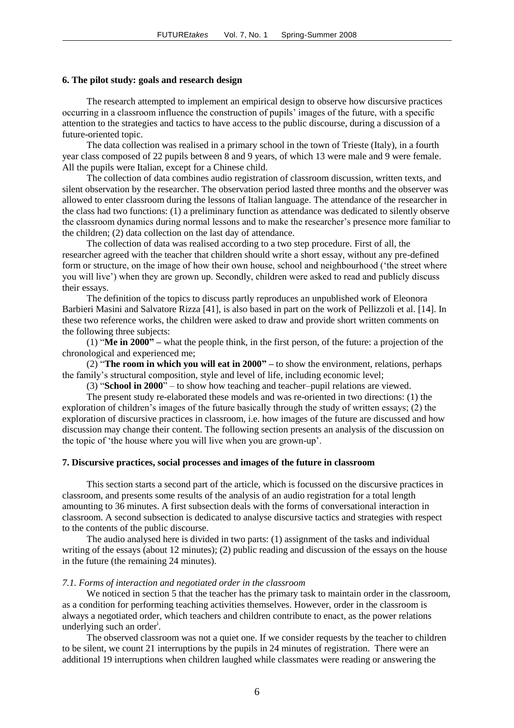### 6. The pilot study: goals and research design

The research attempted to implement an empirical design to observe how discursive practices occurring in a classroom influence the construction of pupils' images of the future, with a specific attention to the strategies and tactics to have access to the public discourse, during a discussion of a future-oriented topic.

The data collection was realised in a primary school in the town of Trieste (Italy), in a fourth year class composed of 22 pupils between 8 and 9 years, of which 13 were male and 9 were female. All the pupils were Italian, except for a Chinese child.

The collection of data combines audio registration of classroom discussion, written texts, and silent observation by the researcher. The observation period lasted three months and the observer was allowed to enter classroom during the lessons of Italian language. The attendance of the researcher in the class had two functions: (1) a preliminary function as attendance was dedicated to silently observe the classroom dynamics during normal lessons and to make the researcher's presence more familiar to the children; (2) data collection on the last day of attendance.

The collection of data was realised according to a two step procedure. First of all, the researcher agreed with the teacher that children should write a short essay, without any pre-defined form or structure, on the image of how their own house, school and neighbourhood ('the street where you will live') when they are grown up. Secondly, children were asked to read and publicly discuss their essays.

The definition of the topics to discuss partly reproduces an unpublished work of Eleonora Barbieri Masini and Salvatore Rizza [41], is also based in part on the work of Pellizzoli et al. [14]. In these two reference works, the children were asked to draw and provide short written comments on the following three subjects:

(1) "**Me in 2000**" **–** what the people think, in the first person, of the future: a projection of the chronological and experienced me;

(2) "**The room in which you will eat in 2000**" **–** to show the environment, relations, perhaps the family's structural composition, style and level of life, including economic level;

(3) "**School in 2000**" – to show how teaching and teacher–pupil relations are viewed.

The present study re-elaborated these models and was re-oriented in two directions: (1) the exploration of children's images of the future basically through the study of written essays; (2) the exploration of discursive practices in classroom, i.e. how images of the future are discussed and how discussion may change their content. The following section presents an analysis of the discussion on the topic of 'the house where you will live when you are grown-up'.

### 7. Discursive practices, social processes and images of the future in classroom

This section starts a second part of the article, which is focussed on the discursive practices in classroom, and presents some results of the analysis of an audio registration for a total length amounting to 36 minutes. A first subsection deals with the forms of conversational interaction in classroom. A second subsection is dedicated to analyse discursive tactics and strategies with respect to the contents of the public discourse.

The audio analysed here is divided in two parts: (1) assignment of the tasks and individual writing of the essays (about 12 minutes); (2) public reading and discussion of the essays on the house in the future (the remaining 24 minutes).

#### *7.1. Forms of interaction and negotiated order in the classroom*

We noticed in section 5 that the teacher has the primary task to maintain order in the classroom, as a condition for performing teaching activities themselves. However, order in the classroom is always a negotiated order, which teachers and children contribute to enact, as the power relations underlying such an order[i].

The observed classroom was not a quiet one. If we consider requests by the teacher to children to be silent, we count 21 interruptions by the pupils in 24 minutes of registration. There were an additional 19 interruptions when children laughed while classmates were reading or answering the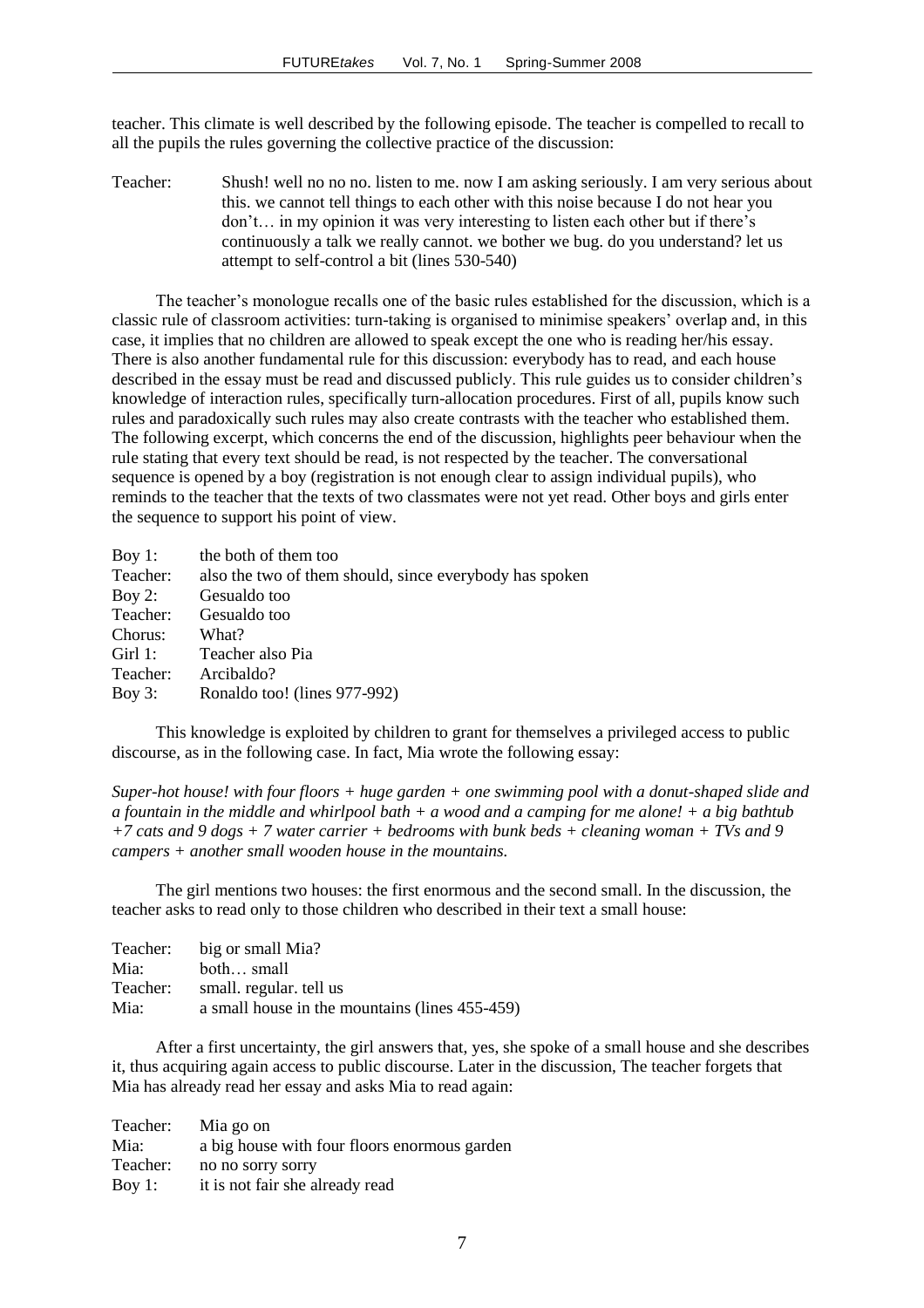teacher. This climate is well described by the following episode. The teacher is compelled to recall to all the pupils the rules governing the collective practice of the discussion:

Teacher: Shush! well no no no. listen to me. now I am asking seriously. I am very serious about this. we cannot tell things to each other with this noise because I do not hear you don't… in my opinion it was very interesting to listen each other but if there's continuously a talk we really cannot. we bother we bug. do you understand? let us attempt to self-control a bit (lines 530-540)

The teacher's monologue recalls one of the basic rules established for the discussion, which is a classic rule of classroom activities: turn-taking is organised to minimise speakers' overlap and, in this case, it implies that no children are allowed to speak except the one who is reading her/his essay. There is also another fundamental rule for this discussion: everybody has to read, and each house described in the essay must be read and discussed publicly. This rule guides us to consider children's knowledge of interaction rules, specifically turn-allocation procedures. First of all, pupils know such rules and paradoxically such rules may also create contrasts with the teacher who established them. The following excerpt, which concerns the end of the discussion, highlights peer behaviour when the rule stating that every text should be read, is not respected by the teacher. The conversational sequence is opened by a boy (registration is not enough clear to assign individual pupils), who reminds to the teacher that the texts of two classmates were not yet read. Other boys and girls enter the sequence to support his point of view.

Boy 1: the both of them too
Teacher: also the two of them should, since everybody has spoken
Boy 2: Gesualdo too
Teacher: Gesualdo too
Chorus: What?
Girl 1: Teacher also Pia
Teacher: Arcibaldo?
Boy 3: Ronaldo too! (lines 977-992)

This knowledge is exploited by children to grant for themselves a privileged access to public discourse, as in the following case. In fact, Mia wrote the following essay:

*Super-hot house! with four floors + huge garden + one swimming pool with a donut-shaped slide and a fountain in the middle and whirlpool bath + a wood and a camping for me alone! + a big bathtub +7 cats and 9 dogs + 7 water carrier + bedrooms with bunk beds + cleaning woman + TVs and 9 campers + another small wooden house in the mountains.*

The girl mentions two houses: the first enormous and the second small. In the discussion, the teacher asks to read only to those children who described in their text a small house:

Teacher: big or small Mia?
Mia: both… small
Teacher: small. regular. tell us
Mia: a small house in the mountains (lines 455-459)

After a first uncertainty, the girl answers that, yes, she spoke of a small house and she describes it, thus acquiring again access to public discourse. Later in the discussion, The teacher forgets that Mia has already read her essay and asks Mia to read again:

Teacher: Mia go on
Mia: a big house with four floors enormous garden
Teacher: no no sorry sorry
Boy 1: it is not fair she already read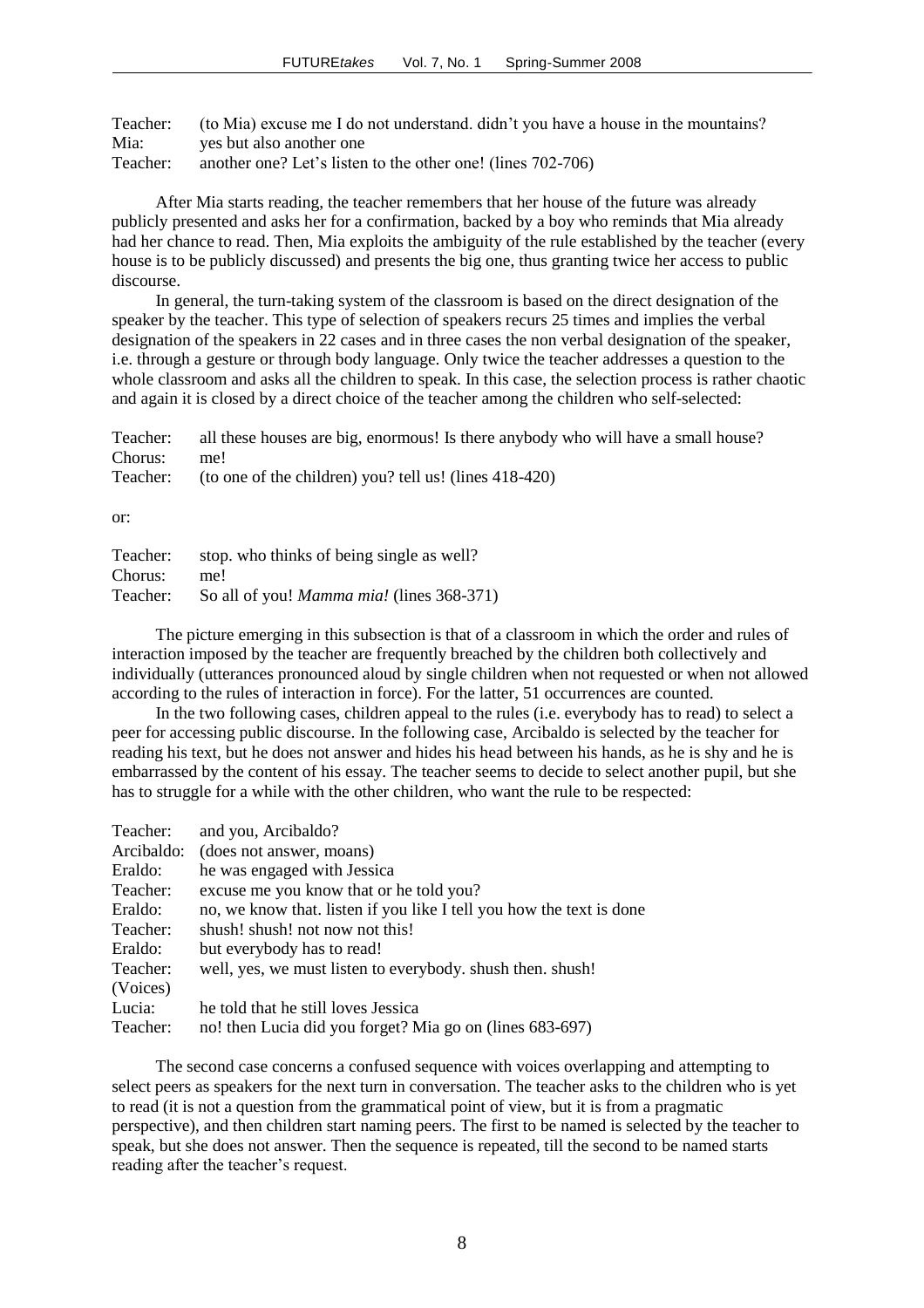Teacher: (to Mia) excuse me I do not understand. didn't you have a house in the mountains?
Mia: yes but also another one
Teacher: another one? Let's listen to the other one! (lines 702-706)

After Mia starts reading, the teacher remembers that her house of the future was already publicly presented and asks her for a confirmation, backed by a boy who reminds that Mia already had her chance to read. Then, Mia exploits the ambiguity of the rule established by the teacher (every house is to be publicly discussed) and presents the big one, thus granting twice her access to public discourse.

In general, the turn-taking system of the classroom is based on the direct designation of the speaker by the teacher. This type of selection of speakers recurs 25 times and implies the verbal designation of the speakers in 22 cases and in three cases the non verbal designation of the speaker, i.e. through a gesture or through body language. Only twice the teacher addresses a question to the whole classroom and asks all the children to speak. In this case, the selection process is rather chaotic and again it is closed by a direct choice of the teacher among the children who self-selected:

Teacher: all these houses are big, enormous! Is there anybody who will have a small house?
Chorus: me!
Teacher: (to one of the children) you? tell us! (lines 418-420)

or:

Teacher: stop. who thinks of being single as well?
Chorus: me!
Teacher: So all of you! *Mamma mia!* (lines 368-371)

The picture emerging in this subsection is that of a classroom in which the order and rules of interaction imposed by the teacher are frequently breached by the children both collectively and individually (utterances pronounced aloud by single children when not requested or when not allowed according to the rules of interaction in force). For the latter, 51 occurrences are counted.

In the two following cases, children appeal to the rules (i.e. everybody has to read) to select a peer for accessing public discourse. In the following case, Arcibaldo is selected by the teacher for reading his text, but he does not answer and hides his head between his hands, as he is shy and he is embarrassed by the content of his essay. The teacher seems to decide to select another pupil, but she has to struggle for a while with the other children, who want the rule to be respected:

Teacher: and you, Arcibaldo?
Arcibaldo: (does not answer, moans)
Eraldo: he was engaged with Jessica
Teacher: excuse me you know that or he told you?
Eraldo: no, we know that. listen if you like I tell you how the text is done
Teacher: shush! shush! not now this!
Eraldo: but everybody has to read!
Teacher: well, yes, we must listen to everybody. shush then. shush!
(Voices)
Lucia: he told that he still loves Jessica
Teacher: no! then Lucia did you forget? Mia go on (lines 683-697)

The second case concerns a confused sequence with voices overlapping and attempting to select peers as speakers for the next turn in conversation. The teacher asks to the children who is yet to read (it is not a question from the grammatical point of view, but it is from a pragmatic perspective), and then children start naming peers. The first to be named is selected by the teacher to speak, but she does not answer. Then the sequence is repeated, till the second to be named starts reading after the teacher's request.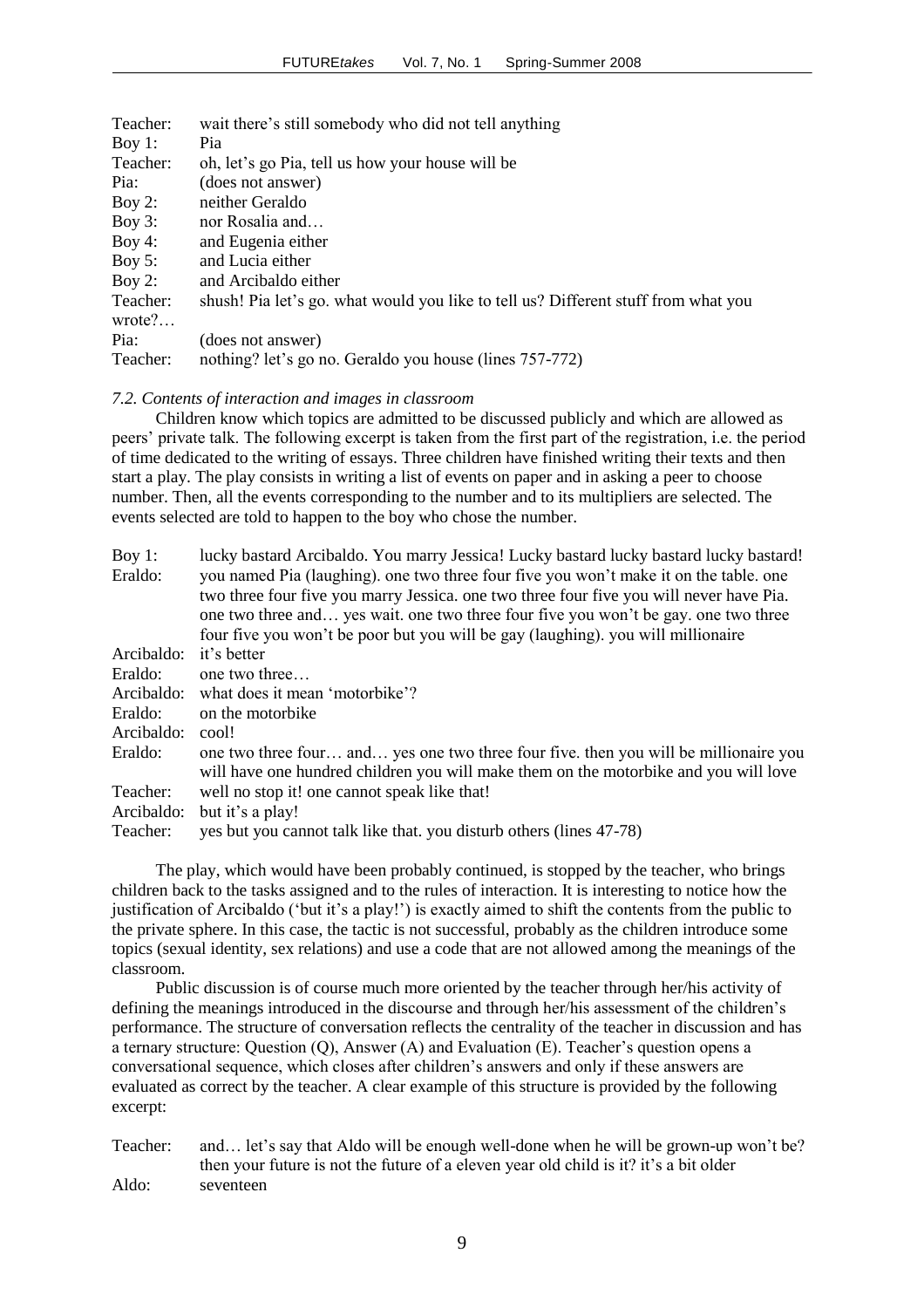Teacher: wait there's still somebody who did not tell anything
Boy 1: Pia
Teacher: oh, let's go Pia, tell us how your house will be
Pia: (does not answer)
Boy 2: neither Geraldo
Boy 3: nor Rosalia and…
Boy 4: and Eugenia either
Boy 5: and Lucia either
Boy 2: and Arcibaldo either
Teacher: shush! Pia let's go. what would you like to tell us? Different stuff from what you wrote?…
Pia: (does not answer)
Teacher: nothing? let's go no. Geraldo you house (lines 757-772)

*7.2. Contents of interaction and images in classroom*

Children know which topics are admitted to be discussed publicly and which are allowed as peers' private talk. The following excerpt is taken from the first part of the registration, i.e. the period of time dedicated to the writing of essays. Three children have finished writing their texts and then start a play. The play consists in writing a list of events on paper and in asking a peer to choose number. Then, all the events corresponding to the number and to its multipliers are selected. The events selected are told to happen to the boy who chose the number.

Boy 1: lucky bastard Arcibaldo. You marry Jessica! Lucky bastard lucky bastard lucky bastard!
Eraldo: you named Pia (laughing). one two three four five you won't make it on the table. one two three four five you marry Jessica. one two three four five you will never have Pia. one two three and… yes wait. one two three four five you won't be gay. one two three four five you won't be poor but you will be gay (laughing). you will millionaire
Arcibaldo: it's better
Eraldo: one two three…
Arcibaldo: what does it mean 'motorbike'?
Eraldo: on the motorbike
Arcibaldo: cool!
Eraldo: one two three four… and… yes one two three four five. then you will be millionaire you will have one hundred children you will make them on the motorbike and you will love
Teacher: well no stop it! one cannot speak like that!
Arcibaldo: but it's a play!
Teacher: yes but you cannot talk like that. you disturb others (lines 47-78)

The play, which would have been probably continued, is stopped by the teacher, who brings children back to the tasks assigned and to the rules of interaction. It is interesting to notice how the justification of Arcibaldo ('but it's a play!') is exactly aimed to shift the contents from the public to the private sphere. In this case, the tactic is not successful, probably as the children introduce some topics (sexual identity, sex relations) and use a code that are not allowed among the meanings of the classroom.

Public discussion is of course much more oriented by the teacher through her/his activity of defining the meanings introduced in the discourse and through her/his assessment of the children's performance. The structure of conversation reflects the centrality of the teacher in discussion and has a ternary structure: Question (Q), Answer (A) and Evaluation (E). Teacher's question opens a conversational sequence, which closes after children's answers and only if these answers are evaluated as correct by the teacher. A clear example of this structure is provided by the following excerpt:

Teacher: and… let's say that Aldo will be enough well-done when he will be grown-up won't be? then your future is not the future of a eleven year old child is it? it's a bit older
Aldo: seventeen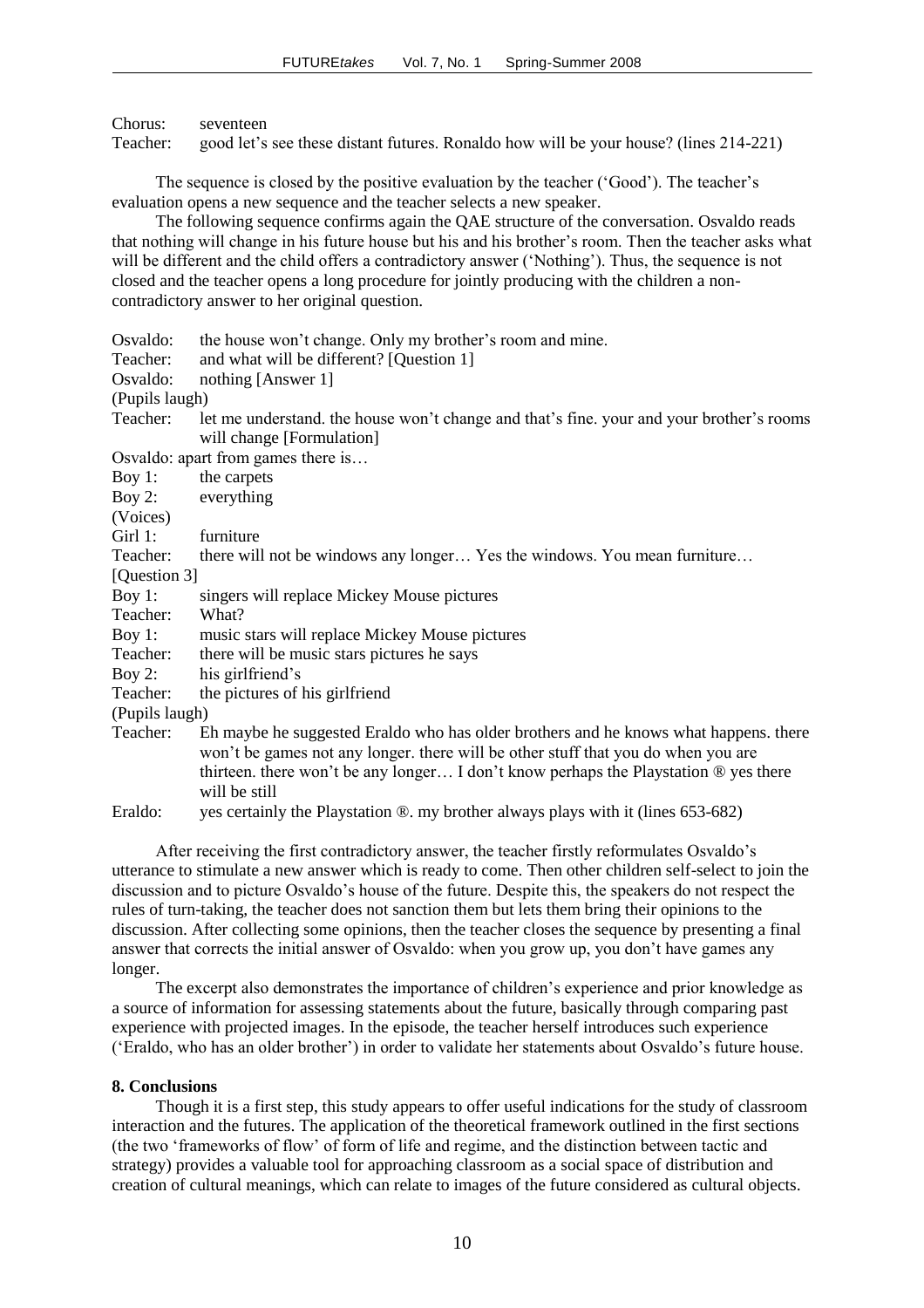Chorus: seventeen
Teacher: good let's see these distant futures. Ronaldo how will be your house? (lines 214-221)

The sequence is closed by the positive evaluation by the teacher ('Good'). The teacher's evaluation opens a new sequence and the teacher selects a new speaker.

The following sequence confirms again the QAE structure of the conversation. Osvaldo reads that nothing will change in his future house but his and his brother's room. Then the teacher asks what will be different and the child offers a contradictory answer ('Nothing'). Thus, the sequence is not closed and the teacher opens a long procedure for jointly producing with the children a non-contradictory answer to her original question.

Osvaldo: the house won't change. Only my brother's room and mine.
Teacher: and what will be different? [Question 1]
Osvaldo: nothing [Answer 1]
(Pupils laugh)
Teacher: let me understand. the house won't change and that's fine. your and your brother's rooms will change [Formulation]
Osvaldo: apart from games there is…
Boy 1: the carpets
Boy 2: everything
(Voices)
Girl 1: furniture
Teacher: there will not be windows any longer… Yes the windows. You mean furniture…
[Question 3]
Boy 1: singers will replace Mickey Mouse pictures
Teacher: What?
Boy 1: music stars will replace Mickey Mouse pictures
Teacher: there will be music stars pictures he says
Boy 2: his girlfriend's
Teacher: the pictures of his girlfriend
(Pupils laugh)
Teacher: Eh maybe he suggested Eraldo who has older brothers and he knows what happens. there won't be games not any longer. there will be other stuff that you do when you are thirteen. there won't be any longer… I don't know perhaps the Playstation ® yes there will be still
Eraldo: yes certainly the Playstation ®. my brother always plays with it (lines 653-682)

After receiving the first contradictory answer, the teacher firstly reformulates Osvaldo's utterance to stimulate a new answer which is ready to come. Then other children self-select to join the discussion and to picture Osvaldo's house of the future. Despite this, the speakers do not respect the rules of turn-taking, the teacher does not sanction them but lets them bring their opinions to the discussion. After collecting some opinions, then the teacher closes the sequence by presenting a final answer that corrects the initial answer of Osvaldo: when you grow up, you don't have games any longer.

The excerpt also demonstrates the importance of children's experience and prior knowledge as a source of information for assessing statements about the future, basically through comparing past experience with projected images. In the episode, the teacher herself introduces such experience ('Eraldo, who has an older brother') in order to validate her statements about Osvaldo's future house.

## 8. Conclusions

Though it is a first step, this study appears to offer useful indications for the study of classroom interaction and the futures. The application of the theoretical framework outlined in the first sections (the two 'frameworks of flow' of form of life and regime, and the distinction between tactic and strategy) provides a valuable tool for approaching classroom as a social space of distribution and creation of cultural meanings, which can relate to images of the future considered as cultural objects.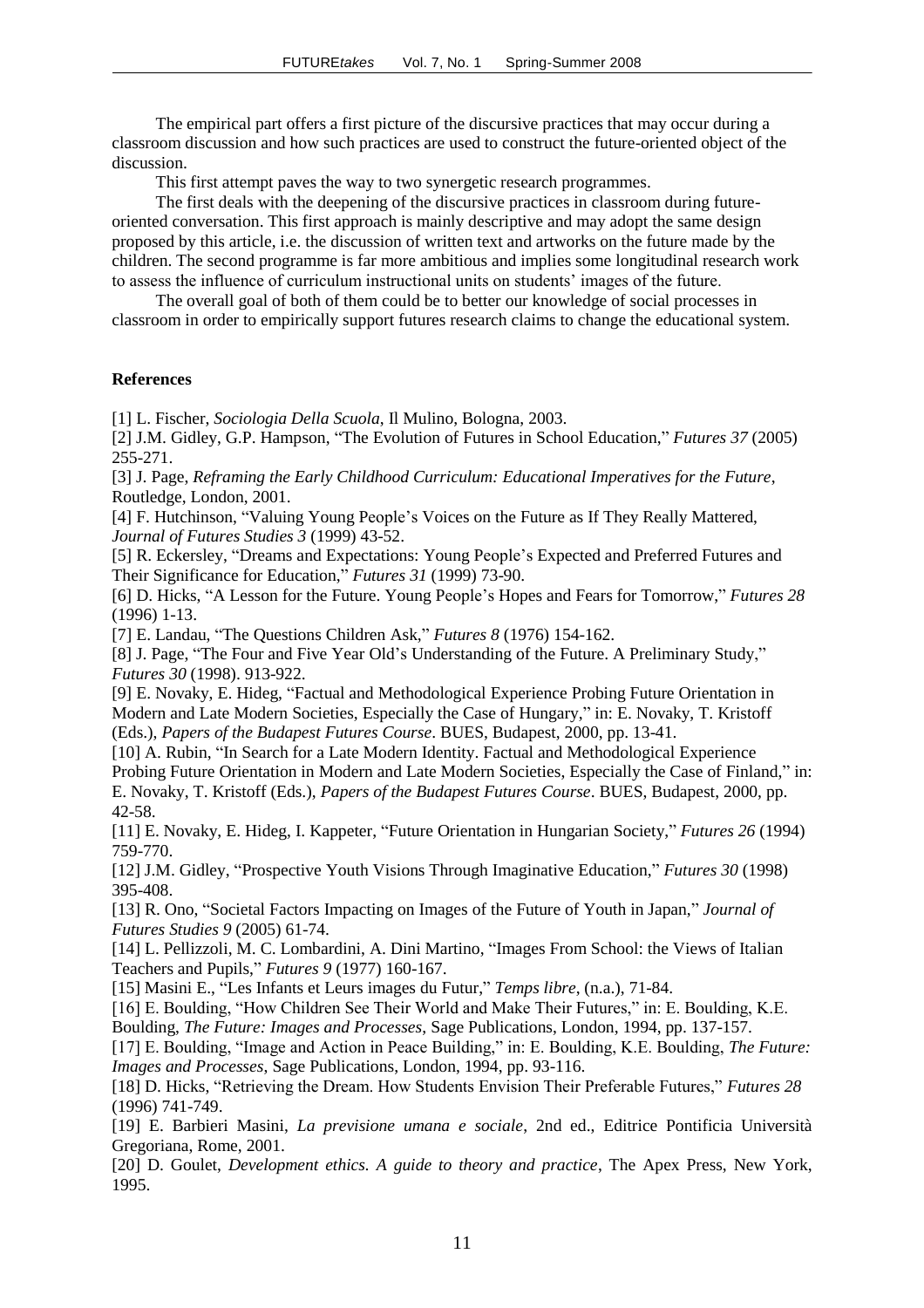The empirical part offers a first picture of the discursive practices that may occur during a classroom discussion and how such practices are used to construct the future-oriented object of the discussion.

This first attempt paves the way to two synergetic research programmes.

The first deals with the deepening of the discursive practices in classroom during future-oriented conversation. This first approach is mainly descriptive and may adopt the same design proposed by this article, i.e. the discussion of written text and artworks on the future made by the children. The second programme is far more ambitious and implies some longitudinal research work to assess the influence of curriculum instructional units on students' images of the future.

The overall goal of both of them could be to better our knowledge of social processes in classroom in order to empirically support futures research claims to change the educational system.

**References**

[1] L. Fischer, *Sociologia Della Scuola*, Il Mulino, Bologna, 2003.

[2] J.M. Gidley, G.P. Hampson, "The Evolution of Futures in School Education," *Futures 37* (2005) 255-271.

[3] J. Page, *Reframing the Early Childhood Curriculum: Educational Imperatives for the Future*, Routledge, London, 2001.

[4] F. Hutchinson, "Valuing Young People's Voices on the Future as If They Really Mattered, *Journal of Futures Studies 3* (1999) 43-52.

[5] R. Eckersley, "Dreams and Expectations: Young People's Expected and Preferred Futures and Their Significance for Education," *Futures 31* (1999) 73-90.

[6] D. Hicks, "A Lesson for the Future. Young People's Hopes and Fears for Tomorrow," *Futures 28* (1996) 1-13.

[7] E. Landau, "The Questions Children Ask," *Futures 8* (1976) 154-162.

[8] J. Page, "The Four and Five Year Old's Understanding of the Future. A Preliminary Study," *Futures 30* (1998). 913-922.

[9] E. Novaky, E. Hideg, "Factual and Methodological Experience Probing Future Orientation in Modern and Late Modern Societies, Especially the Case of Hungary," in: E. Novaky, T. Kristoff (Eds.), *Papers of the Budapest Futures Course*. BUES, Budapest, 2000, pp. 13-41.

[10] A. Rubin, "In Search for a Late Modern Identity. Factual and Methodological Experience Probing Future Orientation in Modern and Late Modern Societies, Especially the Case of Finland," in: E. Novaky, T. Kristoff (Eds.), *Papers of the Budapest Futures Course*. BUES, Budapest, 2000, pp. 42-58.

[11] E. Novaky, E. Hideg, I. Kappeter, "Future Orientation in Hungarian Society," *Futures 26* (1994) 759-770.

[12] J.M. Gidley, "Prospective Youth Visions Through Imaginative Education," *Futures 30* (1998) 395-408.

[13] R. Ono, "Societal Factors Impacting on Images of the Future of Youth in Japan," *Journal of Futures Studies 9* (2005) 61-74.

[14] L. Pellizzoli, M. C. Lombardini, A. Dini Martino, "Images From School: the Views of Italian Teachers and Pupils," *Futures 9* (1977) 160-167.

[15] Masini E., "Les Infants et Leurs images du Futur," *Temps libre*, (n.a.), 71-84.

[16] E. Boulding, "How Children See Their World and Make Their Futures," in: E. Boulding, K.E. Boulding, *The Future: Images and Processes*, Sage Publications, London, 1994, pp. 137-157.

[17] E. Boulding, "Image and Action in Peace Building," in: E. Boulding, K.E. Boulding, *The Future: Images and Processes*, Sage Publications, London, 1994, pp. 93-116.

[18] D. Hicks, "Retrieving the Dream. How Students Envision Their Preferable Futures," *Futures 28* (1996) 741-749.

[19] E. Barbieri Masini, *La previsione umana e sociale*, 2nd ed., Editrice Pontificia Università Gregoriana, Rome, 2001.

[20] D. Goulet, *Development ethics. A guide to theory and practice*, The Apex Press, New York, 1995.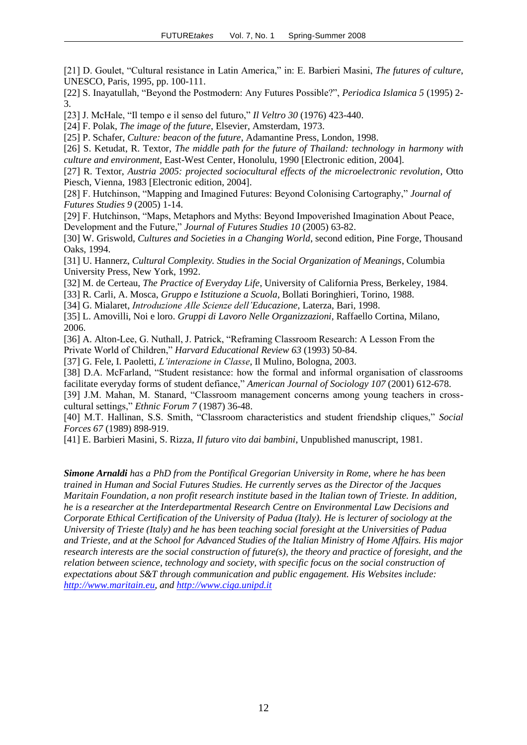[21] D. Goulet, “Cultural resistance in Latin America,” in: E. Barbieri Masini, *The futures of culture*, UNESCO, Paris, 1995, pp. 100-111.

[22] S. Inayatullah, “Beyond the Postmodern: Any Futures Possible?”, *Periodica Islamica 5* (1995) 2-3.

[23] J. McHale, “Il tempo e il senso del futuro,” *Il Veltro 30* (1976) 423-440.

[24] F. Polak, *The image of the future*, Elsevier, Amsterdam, 1973.

[25] P. Schafer, *Culture: beacon of the future*, Adamantine Press, London, 1998.

[26] S. Ketudat, R. Textor, *The middle path for the future of Thailand: technology in harmony with culture and environment*, East-West Center, Honolulu, 1990 [Electronic edition, 2004].

[27] R. Textor, *Austria 2005: projected sociocultural effects of the microelectronic revolution*, Otto Piesch, Vienna, 1983 [Electronic edition, 2004].

[28] F. Hutchinson, “Mapping and Imagined Futures: Beyond Colonising Cartography,” *Journal of Futures Studies 9* (2005) 1-14.

[29] F. Hutchinson, “Maps, Metaphors and Myths: Beyond Impoverished Imagination About Peace, Development and the Future,” *Journal of Futures Studies 10* (2005) 63-82.

[30] W. Griswold, *Cultures and Societies in a Changing World*, second edition, Pine Forge, Thousand Oaks, 1994.

[31] U. Hannerz, *Cultural Complexity. Studies in the Social Organization of Meanings*, Columbia University Press, New York, 1992.

[32] M. de Certeau, *The Practice of Everyday Life*, University of California Press, Berkeley, 1984.

[33] R. Carli, A. Mosca, *Gruppo e Istituzione a Scuola*, Bollati Boringhieri, Torino, 1988.

[34] G. Mialaret, *Introduzione Alle Scienze dell'Educazione*, Laterza, Bari, 1998.

[35] L. Amovilli, Noi e loro. *Gruppi di Lavoro Nelle Organizzazioni*, Raffaello Cortina, Milano, 2006.

[36] A. Alton-Lee, G. Nuthall, J. Patrick, “Reframing Classroom Research: A Lesson From the Private World of Children,” *Harvard Educational Review 63* (1993) 50-84.

[37] G. Fele, I. Paoletti, *L'interazione in Classe*, Il Mulino, Bologna, 2003.

[38] D.A. McFarland, “Student resistance: how the formal and informal organisation of classrooms facilitate everyday forms of student defiance,” *American Journal of Sociology 107* (2001) 612-678.

[39] J.M. Mahan, M. Stanard, “Classroom management concerns among young teachers in cross-cultural settings,” *Ethnic Forum 7* (1987) 36-48.

[40] M.T. Hallinan, S.S. Smith, “Classroom characteristics and student friendship cliques,” *Social Forces 67* (1989) 898-919.

[41] E. Barbieri Masini, S. Rizza, *Il futuro vito dai bambini*, Unpublished manuscript, 1981.

***Simone Arnaldi*** *has a PhD from the Pontifical Gregorian University in Rome, where he has been trained in Human and Social Futures Studies. He currently serves as the Director of the Jacques Maritain Foundation, a non profit research institute based in the Italian town of Trieste. In addition, he is a researcher at the Interdepartmental Research Centre on Environmental Law Decisions and Corporate Ethical Certification of the University of Padua (Italy). He is lecturer of sociology at the University of Trieste (Italy) and he has been teaching social foresight at the Universities of Padua and Trieste, and at the School for Advanced Studies of the Italian Ministry of Home Affairs. His major research interests are the social construction of future(s), the theory and practice of foresight, and the relation between science, technology and society, with specific focus on the social construction of expectations about S&T through communication and public engagement. His Websites include: [http://www.maritain.eu](http://www.maritain.eu), and [http://www.ciga.unipd.it](http://www.ciga.unipd.it)*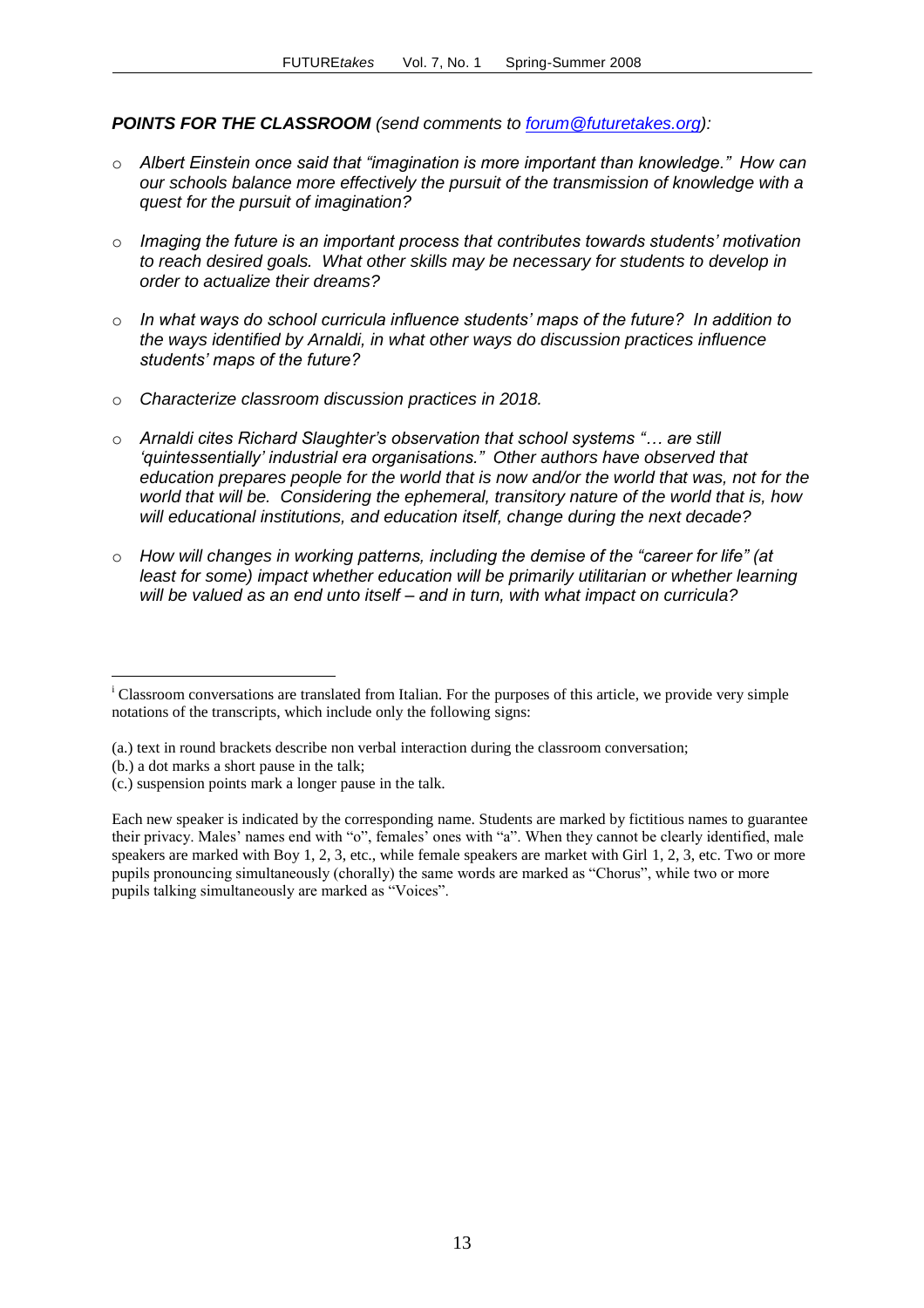***POINTS FOR THE CLASSROOM*** *(send comments to [forum@futuretakes.org](mailto:forum@futuretakes.org)):*

- *Albert Einstein once said that "imagination is more important than knowledge." How can our schools balance more effectively the pursuit of the transmission of knowledge with a quest for the pursuit of imagination?*
- *Imaging the future is an important process that contributes towards students' motivation to reach desired goals. What other skills may be necessary for students to develop in order to actualize their dreams?*
- *In what ways do school curricula influence students' maps of the future? In addition to the ways identified by Arnaldi, in what other ways do discussion practices influence students' maps of the future?*
- *Characterize classroom discussion practices in 2018.*
- *Arnaldi cites Richard Slaughter's observation that school systems "… are still 'quintessentially' industrial era organisations." Other authors have observed that education prepares people for the world that is now and/or the world that was, not for the world that will be. Considering the ephemeral, transitory nature of the world that is, how will educational institutions, and education itself, change during the next decade?*
- *How will changes in working patterns, including the demise of the "career for life" (at least for some) impact whether education will be primarily utilitarian or whether learning will be valued as an end unto itself – and in turn, with what impact on curricula?*

---

[i] Classroom conversations are translated from Italian. For the purposes of this article, we provide very simple notations of the transcripts, which include only the following signs:

(a.) text in round brackets describe non verbal interaction during the classroom conversation;
(b.) a dot marks a short pause in the talk;
(c.) suspension points mark a longer pause in the talk.

Each new speaker is indicated by the corresponding name. Students are marked by fictitious names to guarantee their privacy. Males' names end with "o", females' ones with "a". When they cannot be clearly identified, male speakers are marked with Boy 1, 2, 3, etc., while female speakers are market with Girl 1, 2, 3, etc. Two or more pupils pronouncing simultaneously (chorally) the same words are marked as "Chorus", while two or more pupils talking simultaneously are marked as "Voices".